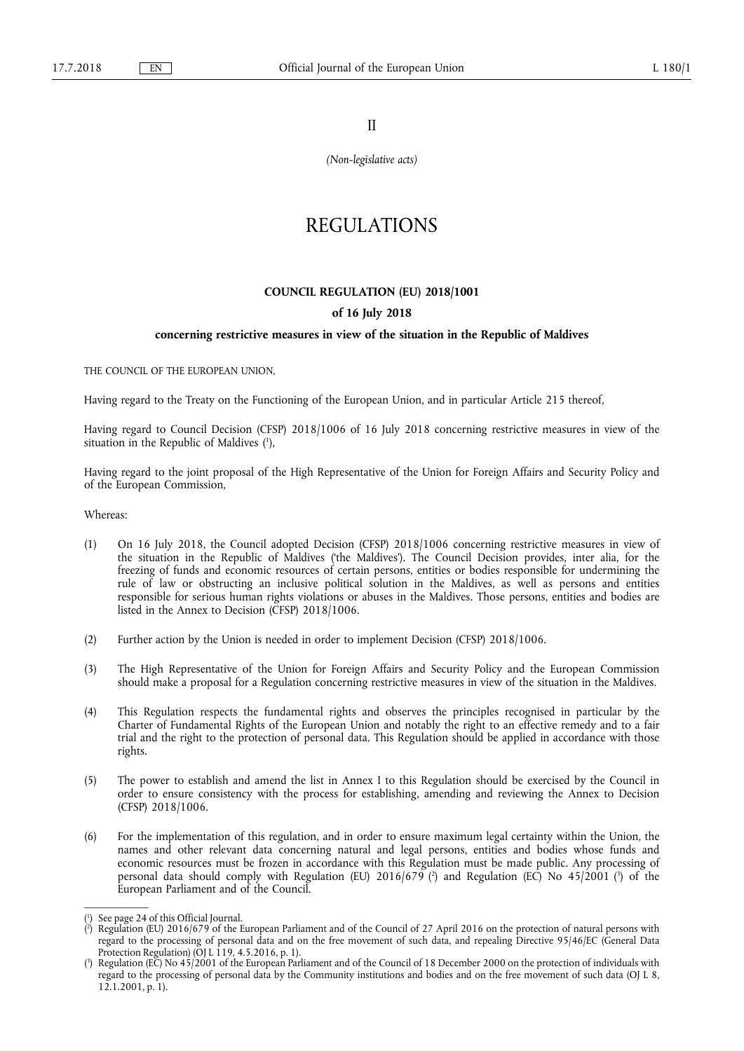II

*(Non-legislative acts)*

# REGULATIONS

## COUNCIL REGULATION (EU) 2018/1001

### of 16 July 2018

### concerning restrictive measures in view of the situation in the Republic of Maldives

THE COUNCIL OF THE EUROPEAN UNION,

Having regard to the Treaty on the Functioning of the European Union, and in particular Article 215 thereof,

Having regard to Council Decision (CFSP) 2018/1006 of 16 July 2018 concerning restrictive measures in view of the situation in the Republic of Maldives ([1]),

Having regard to the joint proposal of the High Representative of the Union for Foreign Affairs and Security Policy and of the European Commission,

Whereas:

(1) On 16 July 2018, the Council adopted Decision (CFSP) 2018/1006 concerning restrictive measures in view of the situation in the Republic of Maldives ('the Maldives'). The Council Decision provides, inter alia, for the freezing of funds and economic resources of certain persons, entities or bodies responsible for undermining the rule of law or obstructing an inclusive political solution in the Maldives, as well as persons and entities responsible for serious human rights violations or abuses in the Maldives. Those persons, entities and bodies are listed in the Annex to Decision (CFSP) 2018/1006.

(2) Further action by the Union is needed in order to implement Decision (CFSP) 2018/1006.

(3) The High Representative of the Union for Foreign Affairs and Security Policy and the European Commission should make a proposal for a Regulation concerning restrictive measures in view of the situation in the Maldives.

(4) This Regulation respects the fundamental rights and observes the principles recognised in particular by the Charter of Fundamental Rights of the European Union and notably the right to an effective remedy and to a fair trial and the right to the protection of personal data. This Regulation should be applied in accordance with those rights.

(5) The power to establish and amend the list in Annex I to this Regulation should be exercised by the Council in order to ensure consistency with the process for establishing, amending and reviewing the Annex to Decision (CFSP) 2018/1006.

(6) For the implementation of this regulation, and in order to ensure maximum legal certainty within the Union, the names and other relevant data concerning natural and legal persons, entities and bodies whose funds and economic resources must be frozen in accordance with this Regulation must be made public. Any processing of personal data should comply with Regulation (EU) 2016/679 ([2]) and Regulation (EC) No 45/2001 ([3]) of the European Parliament and of the Council.

---

([1]) See page 24 of this Official Journal.

([2]) Regulation (EU) 2016/679 of the European Parliament and of the Council of 27 April 2016 on the protection of natural persons with regard to the processing of personal data and on the free movement of such data, and repealing Directive 95/46/EC (General Data Protection Regulation) (OJ L 119, 4.5.2016, p. 1).

([3]) Regulation (EC) No 45/2001 of the European Parliament and of the Council of 18 December 2000 on the protection of individuals with regard to the processing of personal data by the Community institutions and bodies and on the free movement of such data (OJ L 8, 12.1.2001, p. 1).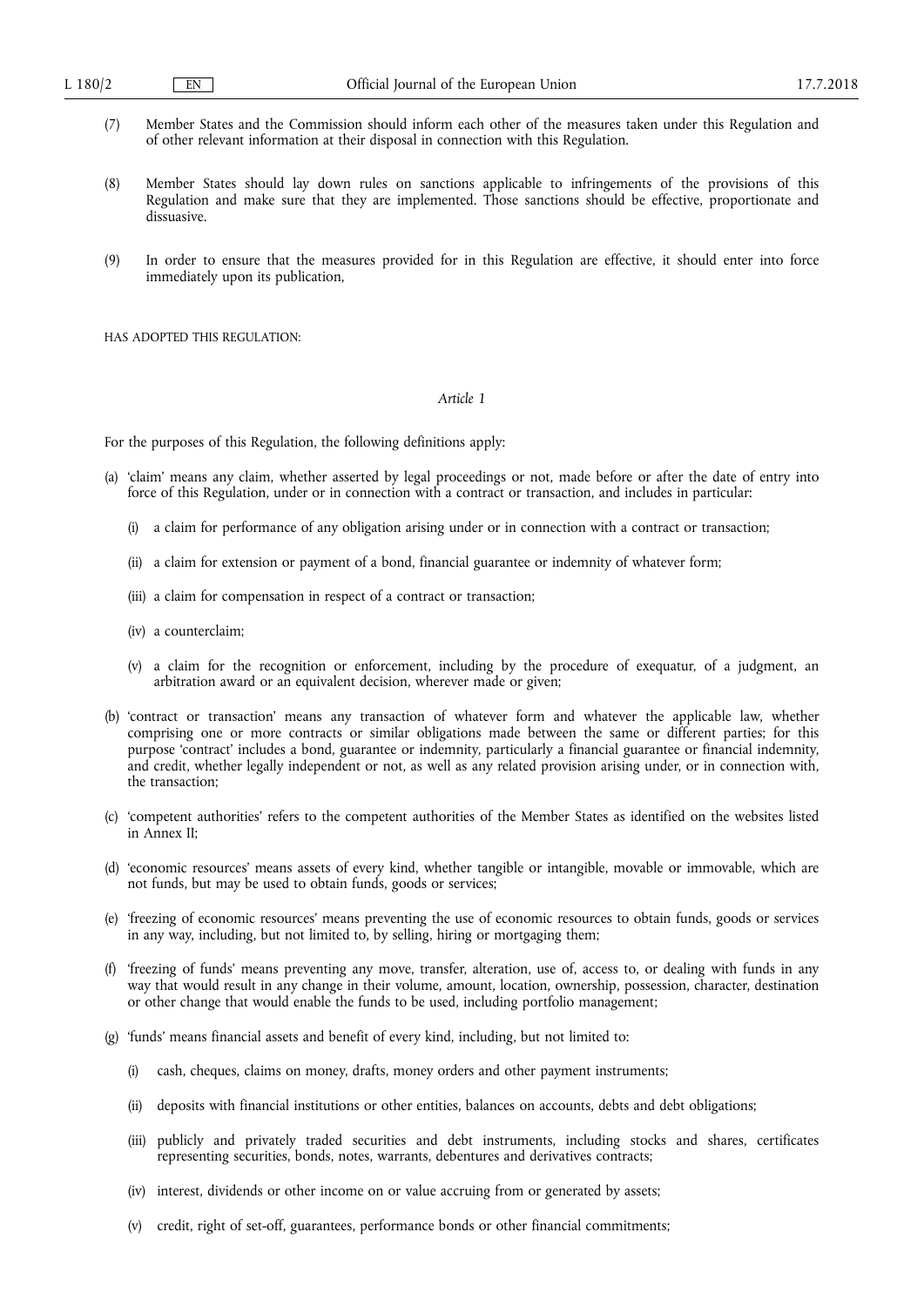(7) Member States and the Commission should inform each other of the measures taken under this Regulation and of other relevant information at their disposal in connection with this Regulation.

(8) Member States should lay down rules on sanctions applicable to infringements of the provisions of this Regulation and make sure that they are implemented. Those sanctions should be effective, proportionate and dissuasive.

(9) In order to ensure that the measures provided for in this Regulation are effective, it should enter into force immediately upon its publication,

HAS ADOPTED THIS REGULATION:

*Article 1*

For the purposes of this Regulation, the following definitions apply:

(a) 'claim' means any claim, whether asserted by legal proceedings or not, made before or after the date of entry into force of this Regulation, under or in connection with a contract or transaction, and includes in particular:

  (i) a claim for performance of any obligation arising under or in connection with a contract or transaction;

  (ii) a claim for extension or payment of a bond, financial guarantee or indemnity of whatever form;

  (iii) a claim for compensation in respect of a contract or transaction;

  (iv) a counterclaim;

  (v) a claim for the recognition or enforcement, including by the procedure of exequatur, of a judgment, an arbitration award or an equivalent decision, wherever made or given;

(b) 'contract or transaction' means any transaction of whatever form and whatever the applicable law, whether comprising one or more contracts or similar obligations made between the same or different parties; for this purpose 'contract' includes a bond, guarantee or indemnity, particularly a financial guarantee or financial indemnity, and credit, whether legally independent or not, as well as any related provision arising under, or in connection with, the transaction;

(c) 'competent authorities' refers to the competent authorities of the Member States as identified on the websites listed in Annex II;

(d) 'economic resources' means assets of every kind, whether tangible or intangible, movable or immovable, which are not funds, but may be used to obtain funds, goods or services;

(e) 'freezing of economic resources' means preventing the use of economic resources to obtain funds, goods or services in any way, including, but not limited to, by selling, hiring or mortgaging them;

(f) 'freezing of funds' means preventing any move, transfer, alteration, use of, access to, or dealing with funds in any way that would result in any change in their volume, amount, location, ownership, possession, character, destination or other change that would enable the funds to be used, including portfolio management;

(g) 'funds' means financial assets and benefit of every kind, including, but not limited to:

  (i) cash, cheques, claims on money, drafts, money orders and other payment instruments;

  (ii) deposits with financial institutions or other entities, balances on accounts, debts and debt obligations;

  (iii) publicly and privately traded securities and debt instruments, including stocks and shares, certificates representing securities, bonds, notes, warrants, debentures and derivatives contracts;

  (iv) interest, dividends or other income on or value accruing from or generated by assets;

  (v) credit, right of set-off, guarantees, performance bonds or other financial commitments;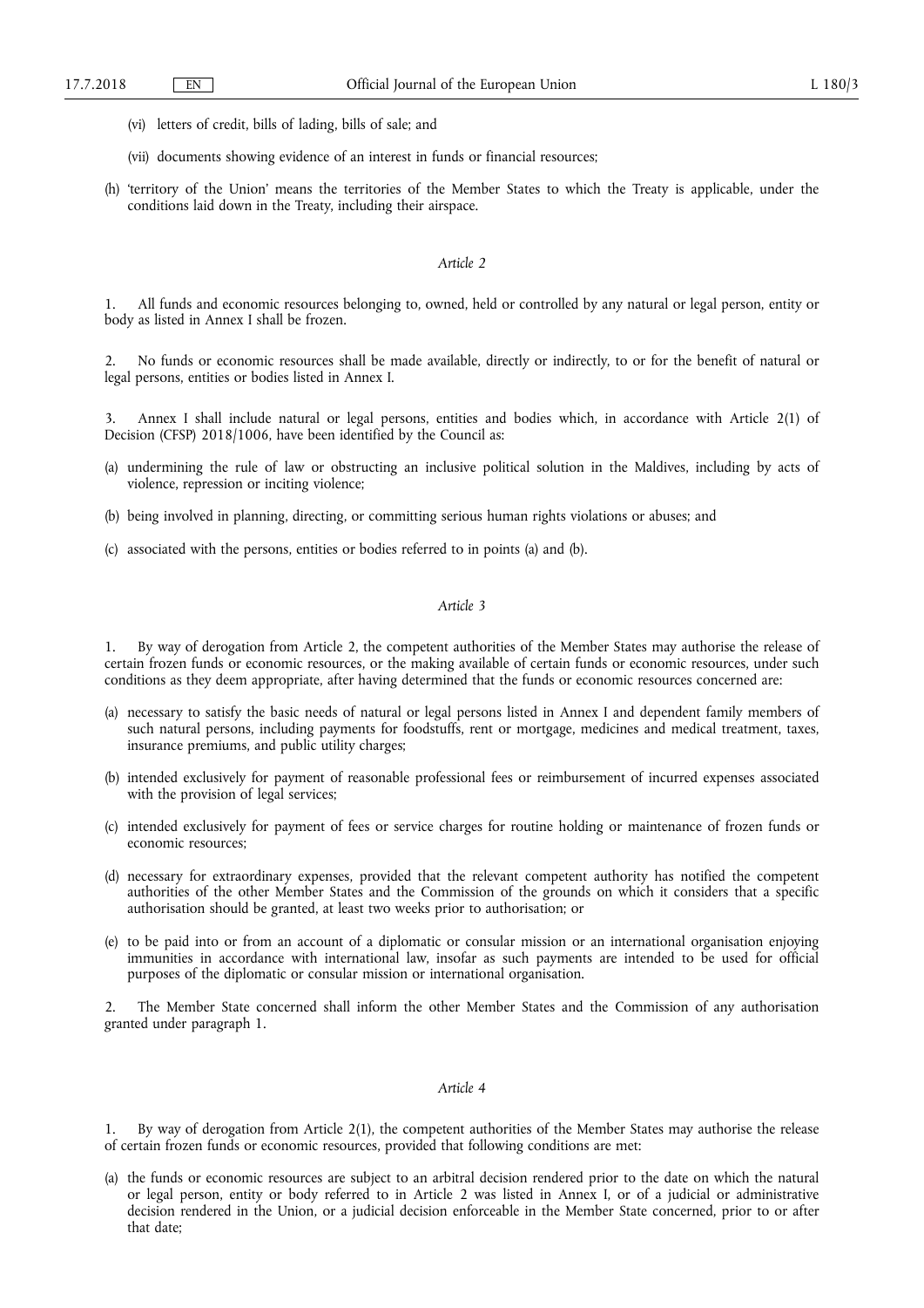(vi) letters of credit, bills of lading, bills of sale; and

(vii) documents showing evidence of an interest in funds or financial resources;

(h) 'territory of the Union' means the territories of the Member States to which the Treaty is applicable, under the conditions laid down in the Treaty, including their airspace.

*Article 2*

1. All funds and economic resources belonging to, owned, held or controlled by any natural or legal person, entity or body as listed in Annex I shall be frozen.

2. No funds or economic resources shall be made available, directly or indirectly, to or for the benefit of natural or legal persons, entities or bodies listed in Annex I.

3. Annex I shall include natural or legal persons, entities and bodies which, in accordance with Article 2(1) of Decision (CFSP) 2018/1006, have been identified by the Council as:

(a) undermining the rule of law or obstructing an inclusive political solution in the Maldives, including by acts of violence, repression or inciting violence;

(b) being involved in planning, directing, or committing serious human rights violations or abuses; and

(c) associated with the persons, entities or bodies referred to in points (a) and (b).

*Article 3*

1. By way of derogation from Article 2, the competent authorities of the Member States may authorise the release of certain frozen funds or economic resources, or the making available of certain funds or economic resources, under such conditions as they deem appropriate, after having determined that the funds or economic resources concerned are:

(a) necessary to satisfy the basic needs of natural or legal persons listed in Annex I and dependent family members of such natural persons, including payments for foodstuffs, rent or mortgage, medicines and medical treatment, taxes, insurance premiums, and public utility charges;

(b) intended exclusively for payment of reasonable professional fees or reimbursement of incurred expenses associated with the provision of legal services;

(c) intended exclusively for payment of fees or service charges for routine holding or maintenance of frozen funds or economic resources;

(d) necessary for extraordinary expenses, provided that the relevant competent authority has notified the competent authorities of the other Member States and the Commission of the grounds on which it considers that a specific authorisation should be granted, at least two weeks prior to authorisation; or

(e) to be paid into or from an account of a diplomatic or consular mission or an international organisation enjoying immunities in accordance with international law, insofar as such payments are intended to be used for official purposes of the diplomatic or consular mission or international organisation.

2. The Member State concerned shall inform the other Member States and the Commission of any authorisation granted under paragraph 1.

*Article 4*

1. By way of derogation from Article 2(1), the competent authorities of the Member States may authorise the release of certain frozen funds or economic resources, provided that following conditions are met:

(a) the funds or economic resources are subject to an arbitral decision rendered prior to the date on which the natural or legal person, entity or body referred to in Article 2 was listed in Annex I, or of a judicial or administrative decision rendered in the Union, or a judicial decision enforceable in the Member State concerned, prior to or after that date;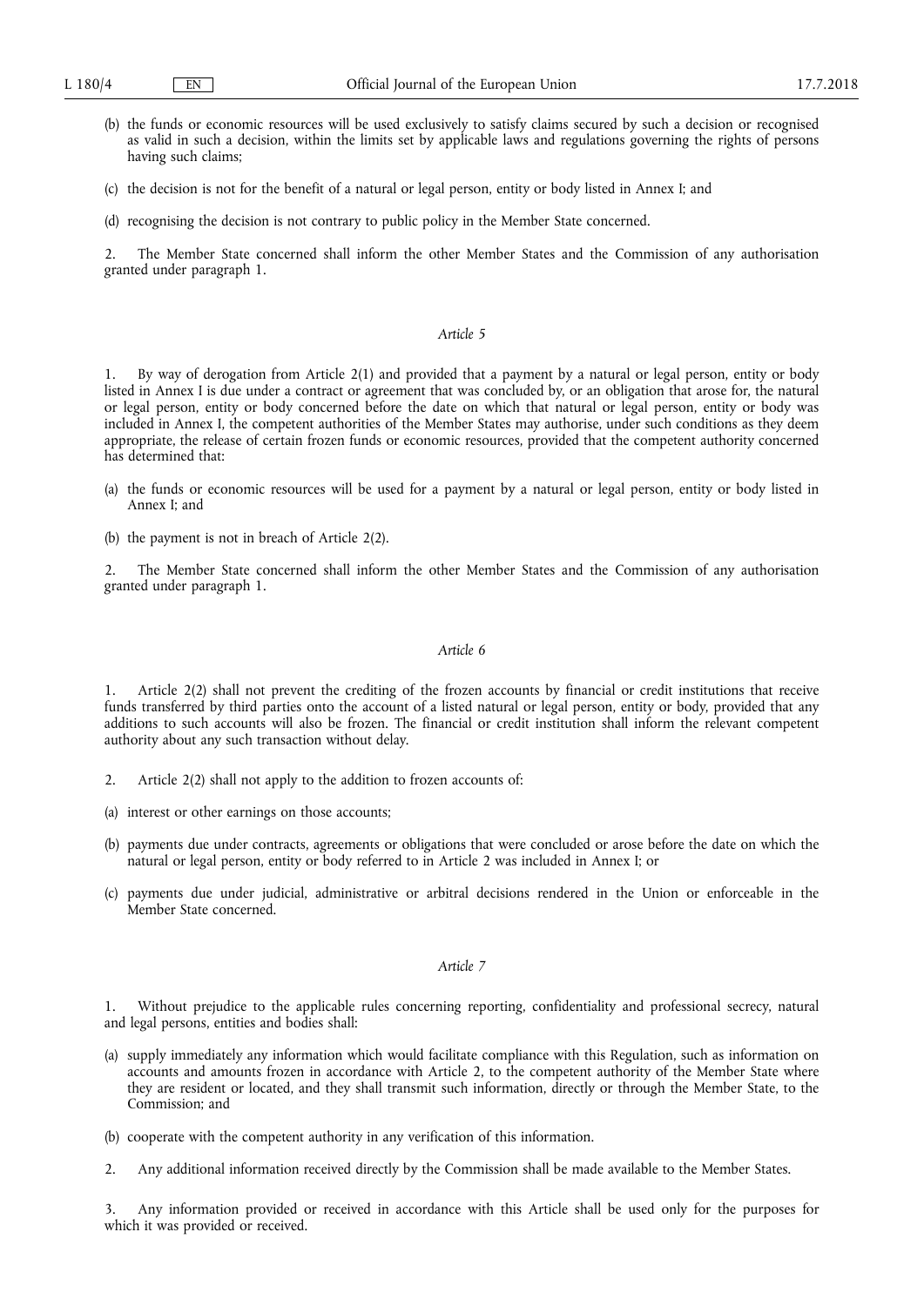(b) the funds or economic resources will be used exclusively to satisfy claims secured by such a decision or recognised as valid in such a decision, within the limits set by applicable laws and regulations governing the rights of persons having such claims;

(c) the decision is not for the benefit of a natural or legal person, entity or body listed in Annex I; and

(d) recognising the decision is not contrary to public policy in the Member State concerned.

2. The Member State concerned shall inform the other Member States and the Commission of any authorisation granted under paragraph 1.

*Article 5*

1. By way of derogation from Article 2(1) and provided that a payment by a natural or legal person, entity or body listed in Annex I is due under a contract or agreement that was concluded by, or an obligation that arose for, the natural or legal person, entity or body concerned before the date on which that natural or legal person, entity or body was included in Annex I, the competent authorities of the Member States may authorise, under such conditions as they deem appropriate, the release of certain frozen funds or economic resources, provided that the competent authority concerned has determined that:

(a) the funds or economic resources will be used for a payment by a natural or legal person, entity or body listed in Annex I; and

(b) the payment is not in breach of Article 2(2).

2. The Member State concerned shall inform the other Member States and the Commission of any authorisation granted under paragraph 1.

*Article 6*

1. Article 2(2) shall not prevent the crediting of the frozen accounts by financial or credit institutions that receive funds transferred by third parties onto the account of a listed natural or legal person, entity or body, provided that any additions to such accounts will also be frozen. The financial or credit institution shall inform the relevant competent authority about any such transaction without delay.

2. Article 2(2) shall not apply to the addition to frozen accounts of:

(a) interest or other earnings on those accounts;

(b) payments due under contracts, agreements or obligations that were concluded or arose before the date on which the natural or legal person, entity or body referred to in Article 2 was included in Annex I; or

(c) payments due under judicial, administrative or arbitral decisions rendered in the Union or enforceable in the Member State concerned.

*Article 7*

1. Without prejudice to the applicable rules concerning reporting, confidentiality and professional secrecy, natural and legal persons, entities and bodies shall:

(a) supply immediately any information which would facilitate compliance with this Regulation, such as information on accounts and amounts frozen in accordance with Article 2, to the competent authority of the Member State where they are resident or located, and they shall transmit such information, directly or through the Member State, to the Commission; and

(b) cooperate with the competent authority in any verification of this information.

2. Any additional information received directly by the Commission shall be made available to the Member States.

3. Any information provided or received in accordance with this Article shall be used only for the purposes for which it was provided or received.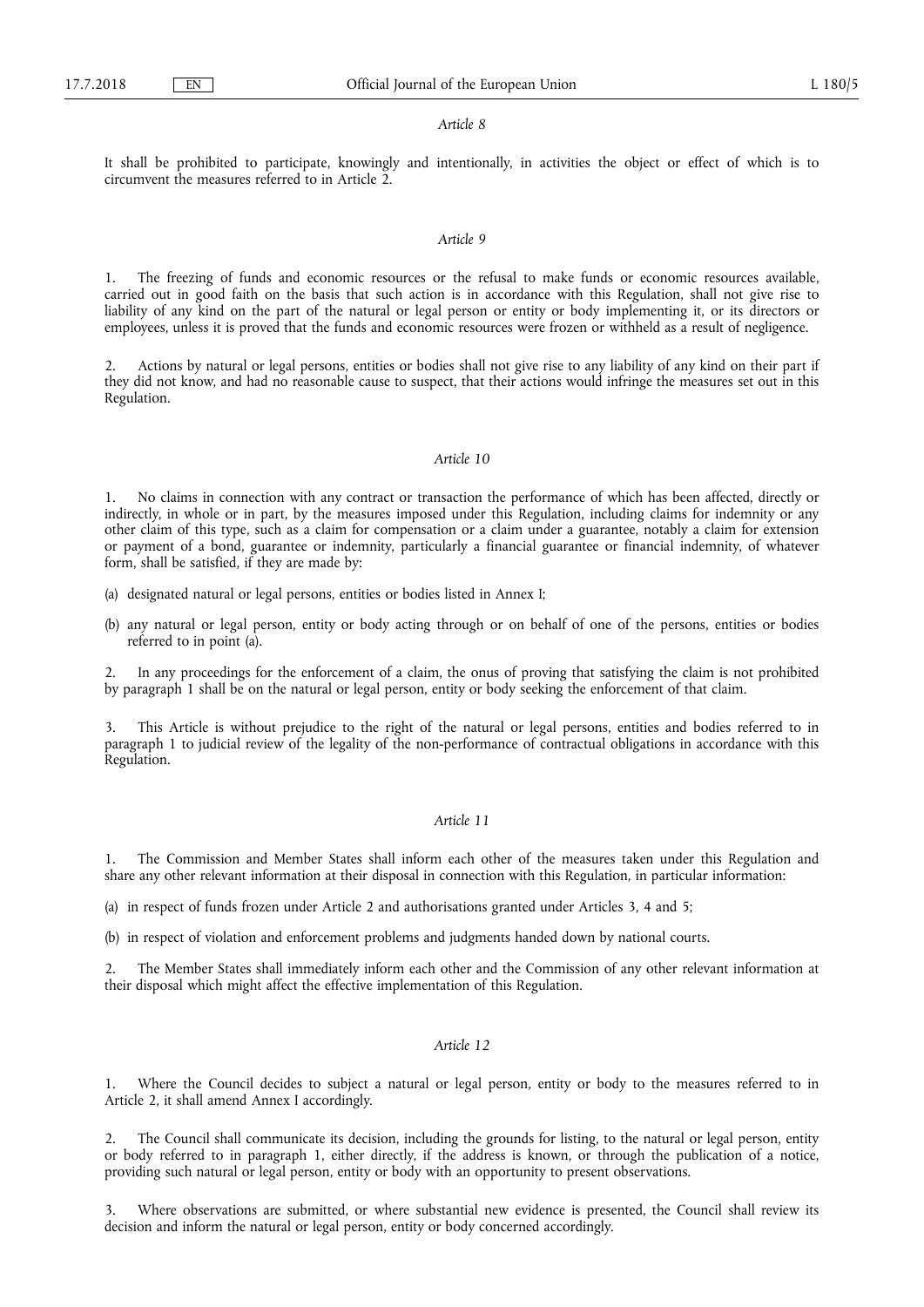*Article 8*

It shall be prohibited to participate, knowingly and intentionally, in activities the object or effect of which is to circumvent the measures referred to in Article 2.

*Article 9*

1. The freezing of funds and economic resources or the refusal to make funds or economic resources available, carried out in good faith on the basis that such action is in accordance with this Regulation, shall not give rise to liability of any kind on the part of the natural or legal person or entity or body implementing it, or its directors or employees, unless it is proved that the funds and economic resources were frozen or withheld as a result of negligence.

2. Actions by natural or legal persons, entities or bodies shall not give rise to any liability of any kind on their part if they did not know, and had no reasonable cause to suspect, that their actions would infringe the measures set out in this Regulation.

*Article 10*

1. No claims in connection with any contract or transaction the performance of which has been affected, directly or indirectly, in whole or in part, by the measures imposed under this Regulation, including claims for indemnity or any other claim of this type, such as a claim for compensation or a claim under a guarantee, notably a claim for extension or payment of a bond, guarantee or indemnity, particularly a financial guarantee or financial indemnity, of whatever form, shall be satisfied, if they are made by:

(a) designated natural or legal persons, entities or bodies listed in Annex I;

(b) any natural or legal person, entity or body acting through or on behalf of one of the persons, entities or bodies referred to in point (a).

2. In any proceedings for the enforcement of a claim, the onus of proving that satisfying the claim is not prohibited by paragraph 1 shall be on the natural or legal person, entity or body seeking the enforcement of that claim.

3. This Article is without prejudice to the right of the natural or legal persons, entities and bodies referred to in paragraph 1 to judicial review of the legality of the non-performance of contractual obligations in accordance with this Regulation.

*Article 11*

1. The Commission and Member States shall inform each other of the measures taken under this Regulation and share any other relevant information at their disposal in connection with this Regulation, in particular information:

(a) in respect of funds frozen under Article 2 and authorisations granted under Articles 3, 4 and 5;

(b) in respect of violation and enforcement problems and judgments handed down by national courts.

2. The Member States shall immediately inform each other and the Commission of any other relevant information at their disposal which might affect the effective implementation of this Regulation.

*Article 12*

1. Where the Council decides to subject a natural or legal person, entity or body to the measures referred to in Article 2, it shall amend Annex I accordingly.

2. The Council shall communicate its decision, including the grounds for listing, to the natural or legal person, entity or body referred to in paragraph 1, either directly, if the address is known, or through the publication of a notice, providing such natural or legal person, entity or body with an opportunity to present observations.

3. Where observations are submitted, or where substantial new evidence is presented, the Council shall review its decision and inform the natural or legal person, entity or body concerned accordingly.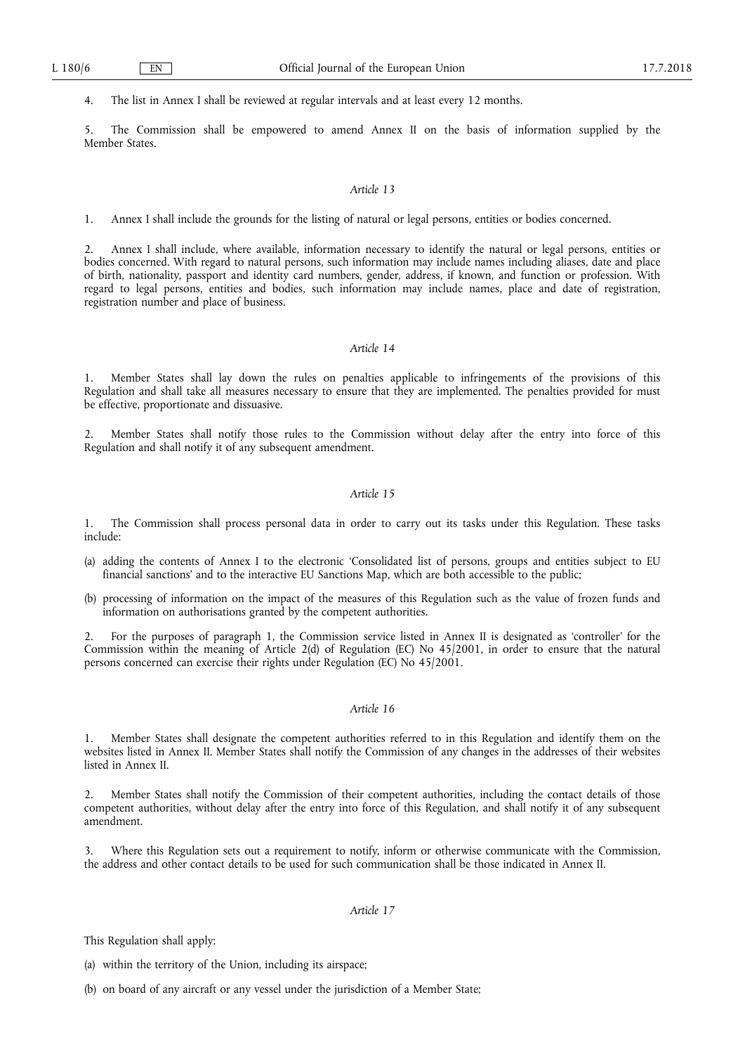4. The list in Annex I shall be reviewed at regular intervals and at least every 12 months.

5. The Commission shall be empowered to amend Annex II on the basis of information supplied by the Member States.

*Article 13*

1. Annex I shall include the grounds for the listing of natural or legal persons, entities or bodies concerned.

2. Annex I shall include, where available, information necessary to identify the natural or legal persons, entities or bodies concerned. With regard to natural persons, such information may include names including aliases, date and place of birth, nationality, passport and identity card numbers, gender, address, if known, and function or profession. With regard to legal persons, entities and bodies, such information may include names, place and date of registration, registration number and place of business.

*Article 14*

1. Member States shall lay down the rules on penalties applicable to infringements of the provisions of this Regulation and shall take all measures necessary to ensure that they are implemented. The penalties provided for must be effective, proportionate and dissuasive.

2. Member States shall notify those rules to the Commission without delay after the entry into force of this Regulation and shall notify it of any subsequent amendment.

*Article 15*

1. The Commission shall process personal data in order to carry out its tasks under this Regulation. These tasks include:

(a) adding the contents of Annex I to the electronic 'Consolidated list of persons, groups and entities subject to EU financial sanctions' and to the interactive EU Sanctions Map, which are both accessible to the public;

(b) processing of information on the impact of the measures of this Regulation such as the value of frozen funds and information on authorisations granted by the competent authorities.

2. For the purposes of paragraph 1, the Commission service listed in Annex II is designated as 'controller' for the Commission within the meaning of Article 2(d) of Regulation (EC) No 45/2001, in order to ensure that the natural persons concerned can exercise their rights under Regulation (EC) No 45/2001.

*Article 16*

1. Member States shall designate the competent authorities referred to in this Regulation and identify them on the websites listed in Annex II. Member States shall notify the Commission of any changes in the addresses of their websites listed in Annex II.

2. Member States shall notify the Commission of their competent authorities, including the contact details of those competent authorities, without delay after the entry into force of this Regulation, and shall notify it of any subsequent amendment.

3. Where this Regulation sets out a requirement to notify, inform or otherwise communicate with the Commission, the address and other contact details to be used for such communication shall be those indicated in Annex II.

*Article 17*

This Regulation shall apply:

(a) within the territory of the Union, including its airspace;

(b) on board of any aircraft or any vessel under the jurisdiction of a Member State;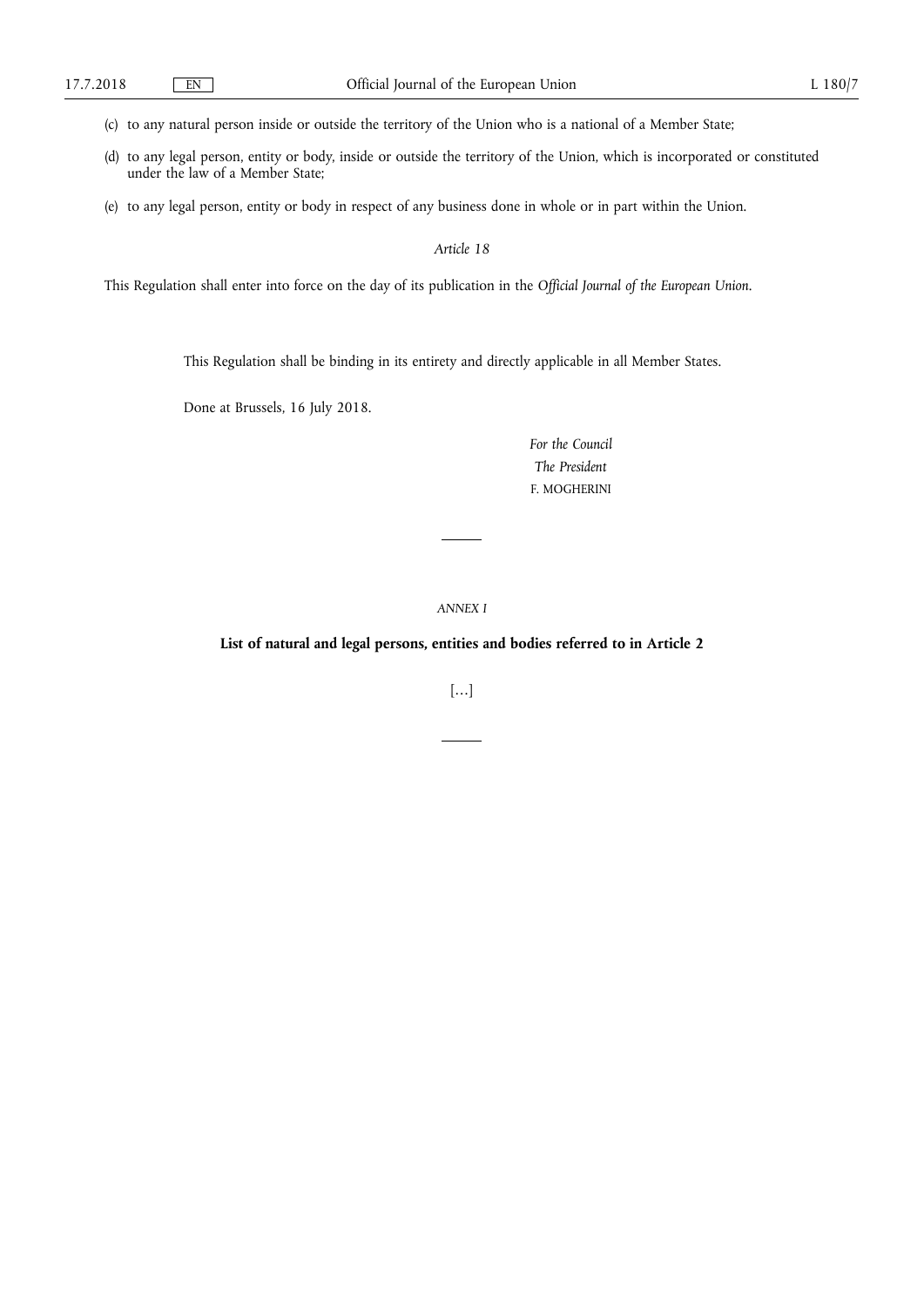(c) to any natural person inside or outside the territory of the Union who is a national of a Member State;

(d) to any legal person, entity or body, inside or outside the territory of the Union, which is incorporated or constituted under the law of a Member State;

(e) to any legal person, entity or body in respect of any business done in whole or in part within the Union.

*Article 18*

This Regulation shall enter into force on the day of its publication in the *Official Journal of the European Union*.

This Regulation shall be binding in its entirety and directly applicable in all Member States.

Done at Brussels, 16 July 2018.

*For the Council*

*The President*

F. MOGHERINI

---

*ANNEX I*

**List of natural and legal persons, entities and bodies referred to in Article 2**

[…]

---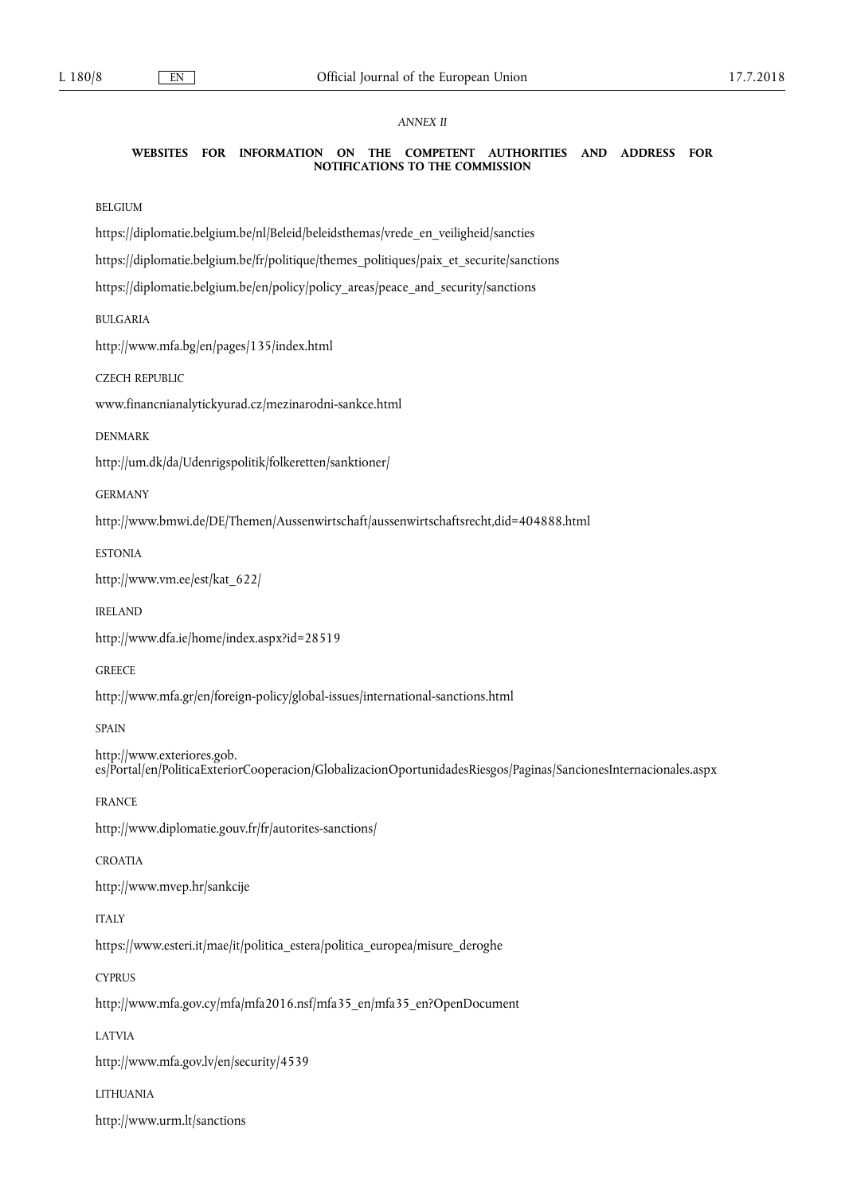*ANNEX II*

**WEBSITES FOR INFORMATION ON THE COMPETENT AUTHORITIES AND ADDRESS FOR NOTIFICATIONS TO THE COMMISSION**

BELGIUM

https://diplomatie.belgium.be/nl/Beleid/beleidsthemas/vrede_en_veiligheid/sancties

https://diplomatie.belgium.be/fr/politique/themes_politiques/paix_et_securite/sanctions

https://diplomatie.belgium.be/en/policy/policy_areas/peace_and_security/sanctions

BULGARIA

http://www.mfa.bg/en/pages/135/index.html

CZECH REPUBLIC

www.financnianalytickyurad.cz/mezinarodni-sankce.html

DENMARK

http://um.dk/da/Udenrigspolitik/folkeretten/sanktioner/

GERMANY

http://www.bmwi.de/DE/Themen/Aussenwirtschaft/aussenwirtschaftsrecht,did=404888.html

ESTONIA

http://www.vm.ee/est/kat_622/

IRELAND

http://www.dfa.ie/home/index.aspx?id=28519

GREECE

http://www.mfa.gr/en/foreign-policy/global-issues/international-sanctions.html

SPAIN

http://www.exteriores.gob.es/Portal/en/PoliticaExteriorCooperacion/GlobalizacionOportunidadesRiesgos/Paginas/SancionesInternacionales.aspx

FRANCE

http://www.diplomatie.gouv.fr/fr/autorites-sanctions/

CROATIA

http://www.mvep.hr/sankcije

ITALY

https://www.esteri.it/mae/it/politica_estera/politica_europea/misure_deroghe

CYPRUS

http://www.mfa.gov.cy/mfa/mfa2016.nsf/mfa35_en/mfa35_en?OpenDocument

LATVIA

http://www.mfa.gov.lv/en/security/4539

LITHUANIA

http://www.urm.lt/sanctions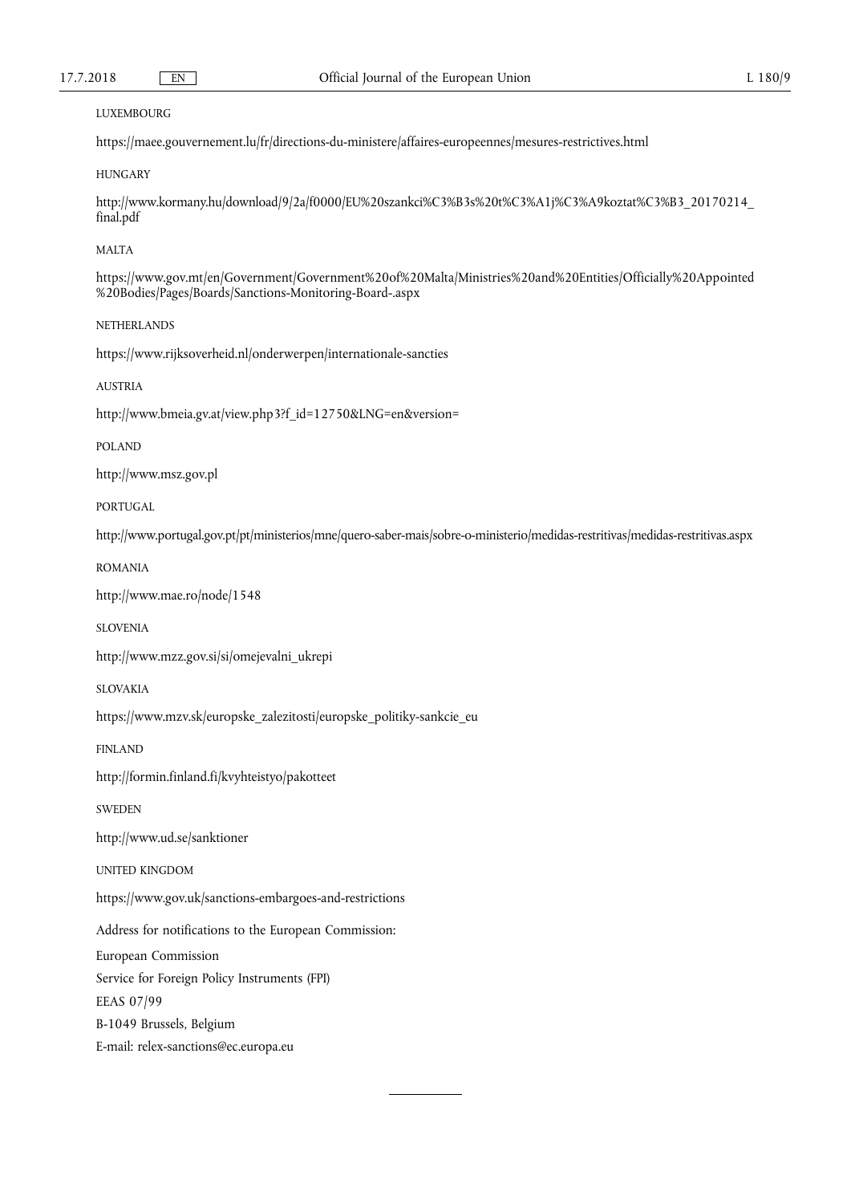LUXEMBOURG

https://maee.gouvernement.lu/fr/directions-du-ministere/affaires-europeennes/mesures-restrictives.html

HUNGARY

http://www.kormany.hu/download/9/2a/f0000/EU%20szankci%C3%B3s%20t%C3%A1j%C3%A9koztat%C3%B3_20170214_final.pdf

MALTA

https://www.gov.mt/en/Government/Government%20of%20Malta/Ministries%20and%20Entities/Officially%20Appointed%20Bodies/Pages/Boards/Sanctions-Monitoring-Board-.aspx

NETHERLANDS

https://www.rijksoverheid.nl/onderwerpen/internationale-sancties

AUSTRIA

http://www.bmeia.gv.at/view.php3?f_id=12750&LNG=en&version=

POLAND

http://www.msz.gov.pl

PORTUGAL

http://www.portugal.gov.pt/pt/ministerios/mne/quero-saber-mais/sobre-o-ministerio/medidas-restritivas/medidas-restritivas.aspx

ROMANIA

http://www.mae.ro/node/1548

SLOVENIA

http://www.mzz.gov.si/si/omejevalni_ukrepi

SLOVAKIA

https://www.mzv.sk/europske_zalezitosti/europske_politiky-sankcie_eu

FINLAND

http://formin.finland.fi/kvyhteistyo/pakotteet

SWEDEN

http://www.ud.se/sanktioner

UNITED KINGDOM

https://www.gov.uk/sanctions-embargoes-and-restrictions

Address for notifications to the European Commission:

European Commission

Service for Foreign Policy Instruments (FPI)

EEAS 07/99

B-1049 Brussels, Belgium

E-mail: relex-sanctions@ec.europa.eu